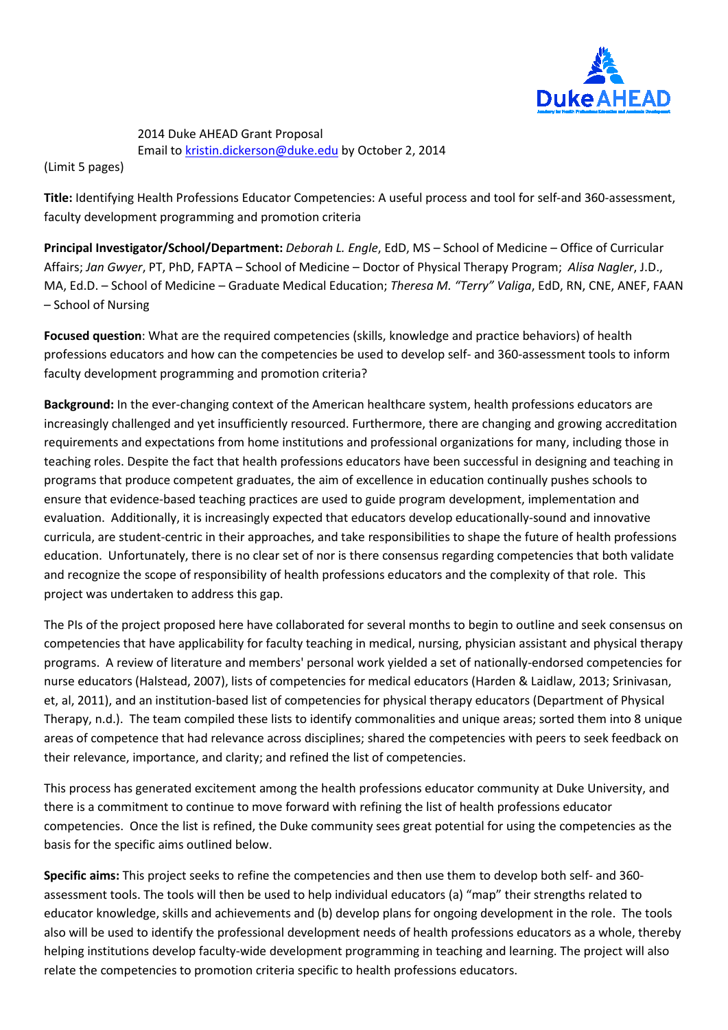2014 Duke AHEAD Grant Proposal
Email to kristin.dickerson@duke.edu by October 2, 2014

(Limit 5 pages)

**Title:** Identifying Health Professions Educator Competencies: A useful process and tool for self-and 360-assessment, faculty development programming and promotion criteria

**Principal Investigator/School/Department:** *Deborah L. Engle*, EdD, MS – School of Medicine – Office of Curricular Affairs; *Jan Gwyer*, PT, PhD, FAPTA – School of Medicine – Doctor of Physical Therapy Program; *Alisa Nagler*, J.D., MA, Ed.D. – School of Medicine – Graduate Medical Education; *Theresa M. "Terry" Valiga*, EdD, RN, CNE, ANEF, FAAN – School of Nursing

**Focused question**: What are the required competencies (skills, knowledge and practice behaviors) of health professions educators and how can the competencies be used to develop self- and 360-assessment tools to inform faculty development programming and promotion criteria?

**Background:** In the ever-changing context of the American healthcare system, health professions educators are increasingly challenged and yet insufficiently resourced. Furthermore, there are changing and growing accreditation requirements and expectations from home institutions and professional organizations for many, including those in teaching roles. Despite the fact that health professions educators have been successful in designing and teaching in programs that produce competent graduates, the aim of excellence in education continually pushes schools to ensure that evidence-based teaching practices are used to guide program development, implementation and evaluation. Additionally, it is increasingly expected that educators develop educationally-sound and innovative curricula, are student-centric in their approaches, and take responsibilities to shape the future of health professions education. Unfortunately, there is no clear set of nor is there consensus regarding competencies that both validate and recognize the scope of responsibility of health professions educators and the complexity of that role. This project was undertaken to address this gap.

The PIs of the project proposed here have collaborated for several months to begin to outline and seek consensus on competencies that have applicability for faculty teaching in medical, nursing, physician assistant and physical therapy programs. A review of literature and members' personal work yielded a set of nationally-endorsed competencies for nurse educators (Halstead, 2007), lists of competencies for medical educators (Harden & Laidlaw, 2013; Srinivasan, et, al, 2011), and an institution-based list of competencies for physical therapy educators (Department of Physical Therapy, n.d.). The team compiled these lists to identify commonalities and unique areas; sorted them into 8 unique areas of competence that had relevance across disciplines; shared the competencies with peers to seek feedback on their relevance, importance, and clarity; and refined the list of competencies.

This process has generated excitement among the health professions educator community at Duke University, and there is a commitment to continue to move forward with refining the list of health professions educator competencies. Once the list is refined, the Duke community sees great potential for using the competencies as the basis for the specific aims outlined below.

**Specific aims:** This project seeks to refine the competencies and then use them to develop both self- and 360-assessment tools. The tools will then be used to help individual educators (a) "map" their strengths related to educator knowledge, skills and achievements and (b) develop plans for ongoing development in the role. The tools also will be used to identify the professional development needs of health professions educators as a whole, thereby helping institutions develop faculty-wide development programming in teaching and learning. The project will also relate the competencies to promotion criteria specific to health professions educators.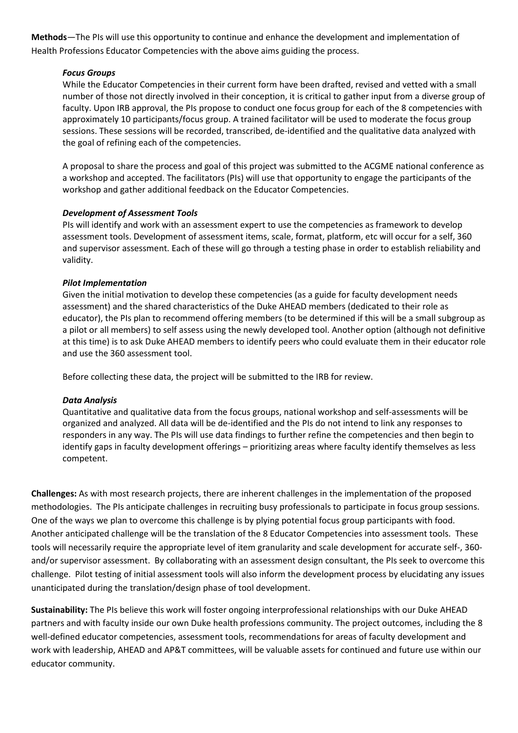**Methods**—The PIs will use this opportunity to continue and enhance the development and implementation of Health Professions Educator Competencies with the above aims guiding the process.

***Focus Groups***

While the Educator Competencies in their current form have been drafted, revised and vetted with a small number of those not directly involved in their conception, it is critical to gather input from a diverse group of faculty. Upon IRB approval, the PIs propose to conduct one focus group for each of the 8 competencies with approximately 10 participants/focus group. A trained facilitator will be used to moderate the focus group sessions. These sessions will be recorded, transcribed, de-identified and the qualitative data analyzed with the goal of refining each of the competencies.

A proposal to share the process and goal of this project was submitted to the ACGME national conference as a workshop and accepted. The facilitators (PIs) will use that opportunity to engage the participants of the workshop and gather additional feedback on the Educator Competencies.

***Development of Assessment Tools***

PIs will identify and work with an assessment expert to use the competencies as framework to develop assessment tools. Development of assessment items, scale, format, platform, etc will occur for a self, 360 and supervisor assessment. Each of these will go through a testing phase in order to establish reliability and validity.

***Pilot Implementation***

Given the initial motivation to develop these competencies (as a guide for faculty development needs assessment) and the shared characteristics of the Duke AHEAD members (dedicated to their role as educator), the PIs plan to recommend offering members (to be determined if this will be a small subgroup as a pilot or all members) to self assess using the newly developed tool. Another option (although not definitive at this time) is to ask Duke AHEAD members to identify peers who could evaluate them in their educator role and use the 360 assessment tool.

Before collecting these data, the project will be submitted to the IRB for review.

***Data Analysis***

Quantitative and qualitative data from the focus groups, national workshop and self-assessments will be organized and analyzed. All data will be de-identified and the PIs do not intend to link any responses to responders in any way. The PIs will use data findings to further refine the competencies and then begin to identify gaps in faculty development offerings – prioritizing areas where faculty identify themselves as less competent.

**Challenges:** As with most research projects, there are inherent challenges in the implementation of the proposed methodologies. The PIs anticipate challenges in recruiting busy professionals to participate in focus group sessions. One of the ways we plan to overcome this challenge is by plying potential focus group participants with food. Another anticipated challenge will be the translation of the 8 Educator Competencies into assessment tools. These tools will necessarily require the appropriate level of item granularity and scale development for accurate self-, 360- and/or supervisor assessment. By collaborating with an assessment design consultant, the PIs seek to overcome this challenge. Pilot testing of initial assessment tools will also inform the development process by elucidating any issues unanticipated during the translation/design phase of tool development.

**Sustainability:** The PIs believe this work will foster ongoing interprofessional relationships with our Duke AHEAD partners and with faculty inside our own Duke health professions community. The project outcomes, including the 8 well-defined educator competencies, assessment tools, recommendations for areas of faculty development and work with leadership, AHEAD and AP&T committees, will be valuable assets for continued and future use within our educator community.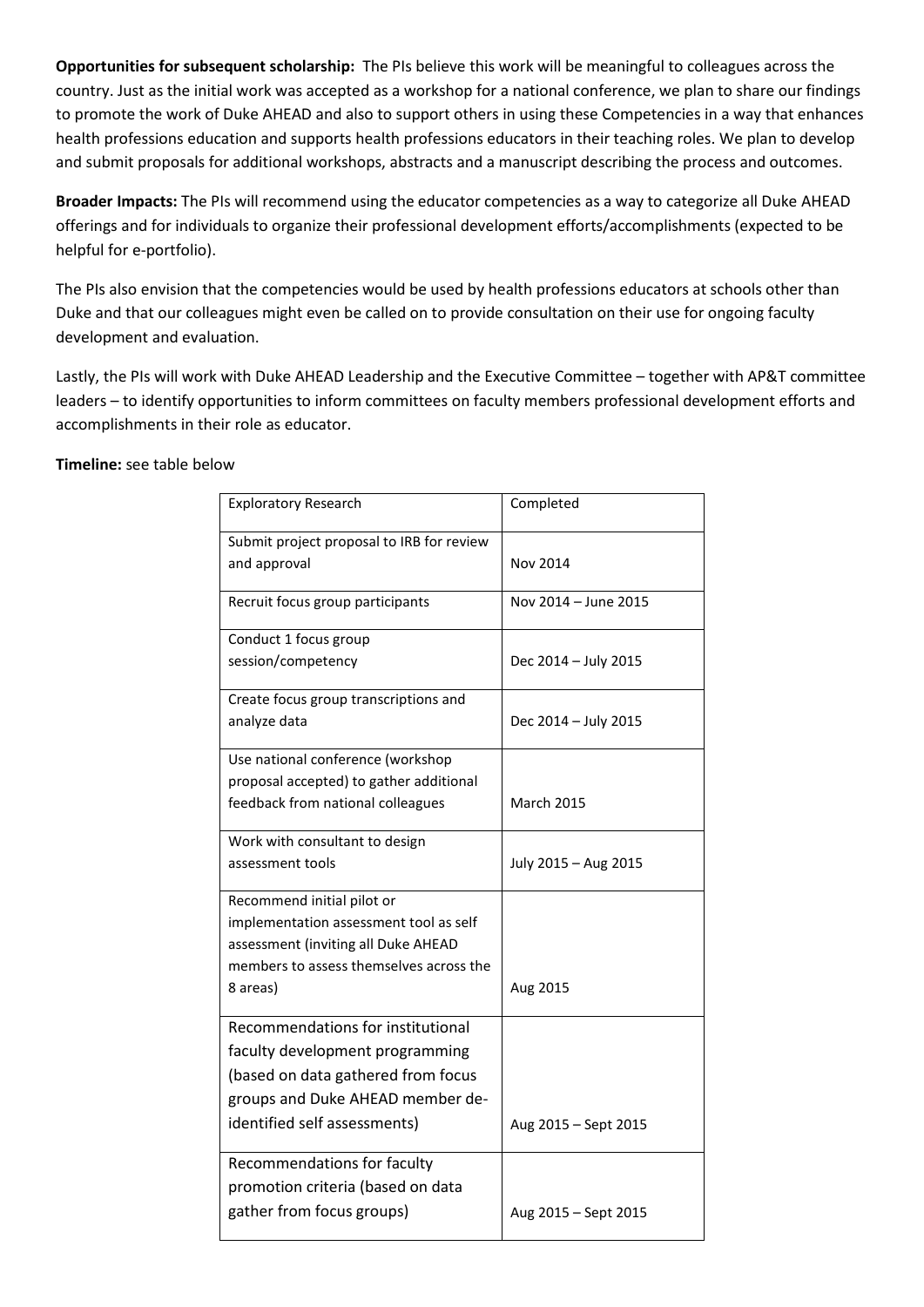**Opportunities for subsequent scholarship:** The PIs believe this work will be meaningful to colleagues across the country. Just as the initial work was accepted as a workshop for a national conference, we plan to share our findings to promote the work of Duke AHEAD and also to support others in using these Competencies in a way that enhances health professions education and supports health professions educators in their teaching roles. We plan to develop and submit proposals for additional workshops, abstracts and a manuscript describing the process and outcomes.

**Broader Impacts:** The PIs will recommend using the educator competencies as a way to categorize all Duke AHEAD offerings and for individuals to organize their professional development efforts/accomplishments (expected to be helpful for e-portfolio).

The PIs also envision that the competencies would be used by health professions educators at schools other than Duke and that our colleagues might even be called on to provide consultation on their use for ongoing faculty development and evaluation.

Lastly, the PIs will work with Duke AHEAD Leadership and the Executive Committee – together with AP&T committee leaders – to identify opportunities to inform committees on faculty members professional development efforts and accomplishments in their role as educator.

**Timeline:** see table below

| Exploratory Research | Completed |
|---|---|
| Submit project proposal to IRB for review and approval | Nov 2014 |
| Recruit focus group participants | Nov 2014 – June 2015 |
| Conduct 1 focus group session/competency | Dec 2014 – July 2015 |
| Create focus group transcriptions and analyze data | Dec 2014 – July 2015 |
| Use national conference (workshop proposal accepted) to gather additional feedback from national colleagues | March 2015 |
| Work with consultant to design assessment tools | July 2015 – Aug 2015 |
| Recommend initial pilot or implementation assessment tool as self assessment (inviting all Duke AHEAD members to assess themselves across the 8 areas) | Aug 2015 |
| Recommendations for institutional faculty development programming (based on data gathered from focus groups and Duke AHEAD member de-identified self assessments) | Aug 2015 – Sept 2015 |
| Recommendations for faculty promotion criteria (based on data gather from focus groups) | Aug 2015 – Sept 2015 |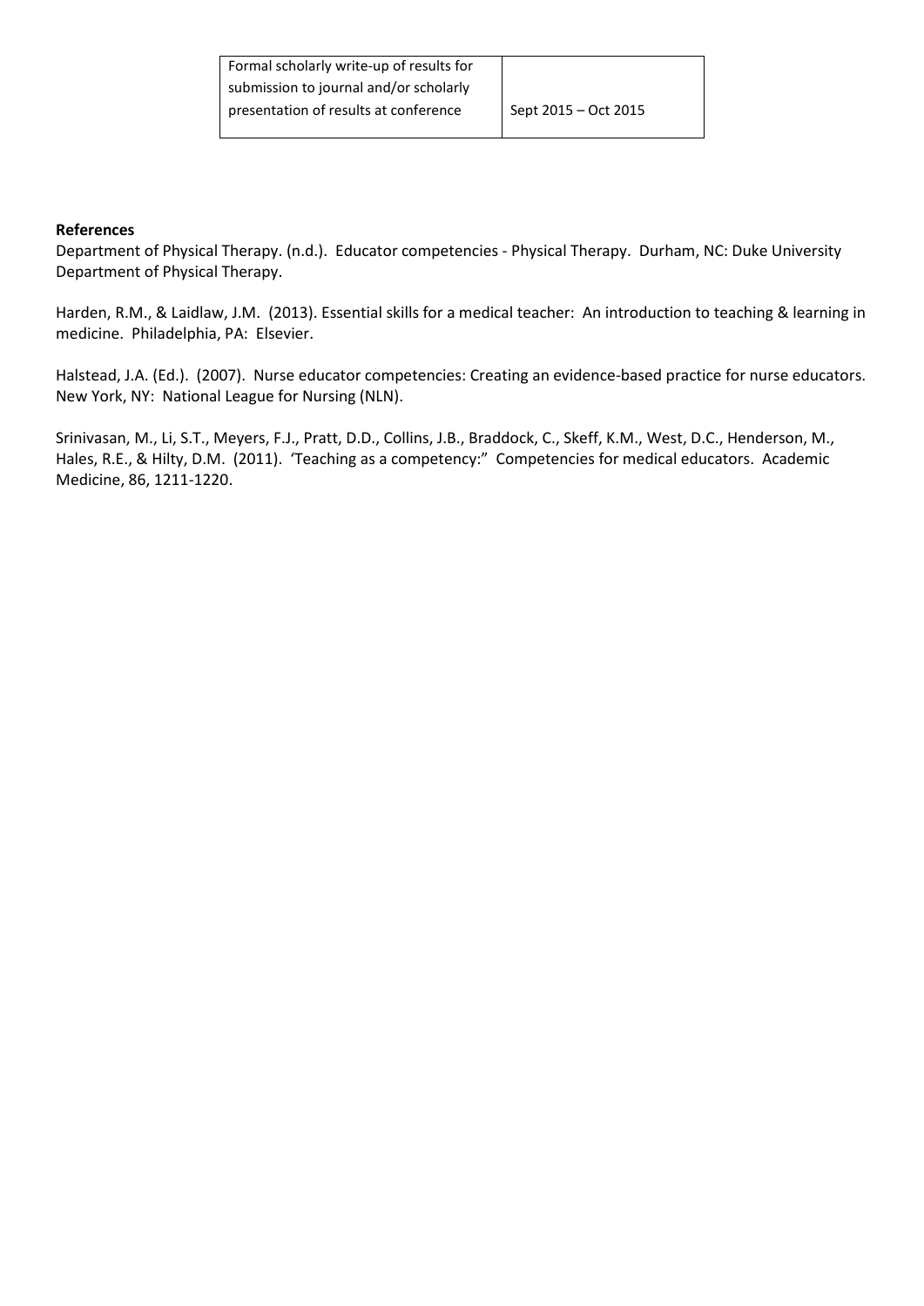| | |
|---|---|
| Formal scholarly write-up of results for submission to journal and/or scholarly presentation of results at conference | Sept 2015 – Oct 2015 |

**References**

Department of Physical Therapy. (n.d.). Educator competencies - Physical Therapy. Durham, NC: Duke University Department of Physical Therapy.

Harden, R.M., & Laidlaw, J.M. (2013). Essential skills for a medical teacher: An introduction to teaching & learning in medicine. Philadelphia, PA: Elsevier.

Halstead, J.A. (Ed.). (2007). Nurse educator competencies: Creating an evidence-based practice for nurse educators. New York, NY: National League for Nursing (NLN).

Srinivasan, M., Li, S.T., Meyers, F.J., Pratt, D.D., Collins, J.B., Braddock, C., Skeff, K.M., West, D.C., Henderson, M., Hales, R.E., & Hilty, D.M. (2011). 'Teaching as a competency:" Competencies for medical educators. Academic Medicine, 86, 1211-1220.